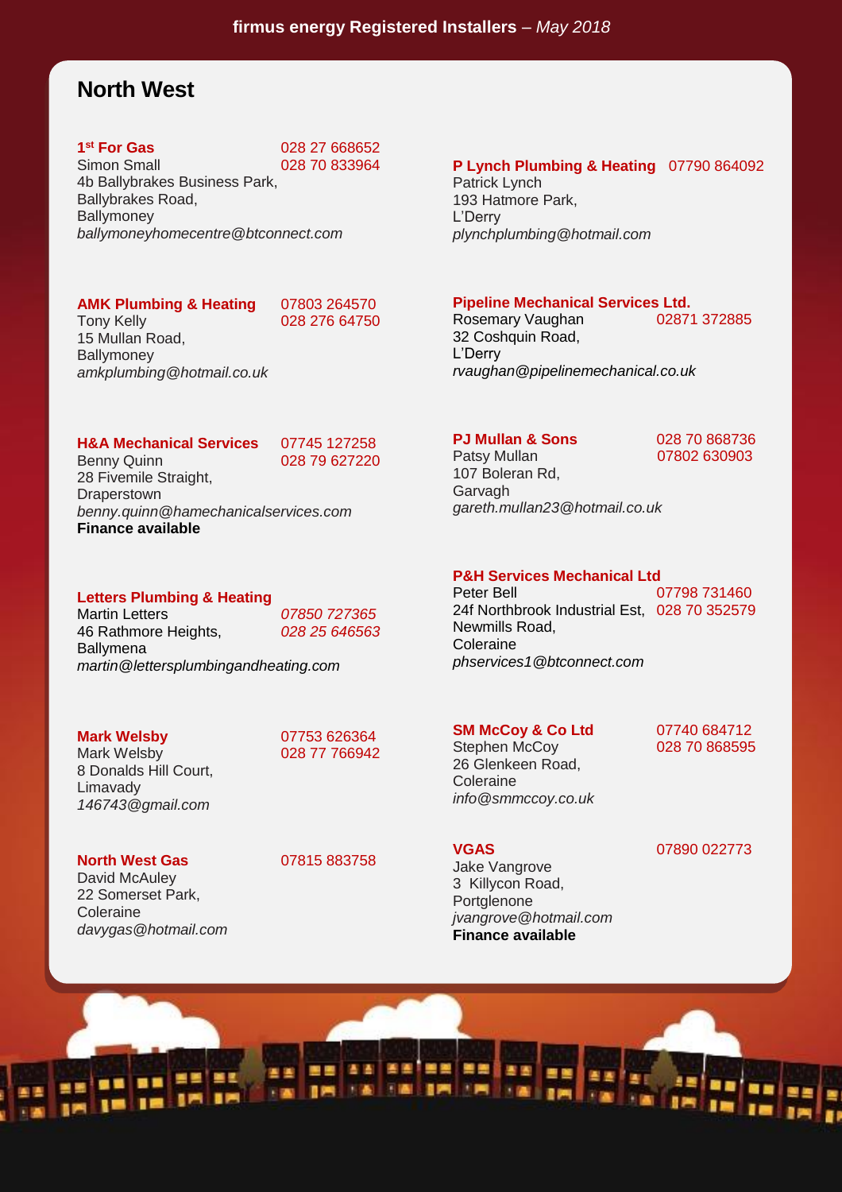**firmus energy Registered Installers** – *May 2018*

# North West

**1st For Gas**
028 27 668652
028 70 833964
Simon Small
4b Ballybrakes Business Park,
Ballybrakes Road,
Ballymoney
*ballymoneyhomecentre@btconnect.com*

**AMK Plumbing & Heating**
07803 264570
028 276 64750
Tony Kelly
15 Mullan Road,
Ballymoney
*amkplumbing@hotmail.co.uk*

**H&A Mechanical Services**
07745 127258
028 79 627220
Benny Quinn
28 Fivemile Straight,
Draperstown
*benny.quinn@hamechanicalservices.com*
**Finance available**

**Letters Plumbing & Heating**
*07850 727365*
*028 25 646563*
Martin Letters
46 Rathmore Heights,
Ballymena
*martin@lettersplumbingandheating.com*

**Mark Welsby**
07753 626364
028 77 766942
Mark Welsby
8 Donalds Hill Court,
Limavady
*146743@gmail.com*

**North West Gas**
07815 883758
David McAuley
22 Somerset Park,
Coleraine
*davygas@hotmail.com*

**P Lynch Plumbing & Heating**
07790 864092
Patrick Lynch
193 Hatmore Park,
L'Derry
*plynchplumbing@hotmail.com*

**Pipeline Mechanical Services Ltd.**
02871 372885
Rosemary Vaughan
32 Coshquin Road,
L'Derry
*rvaughan@pipelinemechanical.co.uk*

**PJ Mullan & Sons**
028 70 868736
07802 630903
Patsy Mullan
107 Boleran Rd,
Garvagh
*gareth.mullan23@hotmail.co.uk*

**P&H Services Mechanical Ltd**
07798 731460
028 70 352579
Peter Bell
24f Northbrook Industrial Est,
Newmills Road,
Coleraine
*phservices1@btconnect.com*

**SM McCoy & Co Ltd**
07740 684712
028 70 868595
Stephen McCoy
26 Glenkeen Road,
Coleraine
*info@smmccoy.co.uk*

**VGAS**
07890 022773
Jake Vangrove
3 Killycon Road,
Portglenone
*jvangrove@hotmail.com*
**Finance available**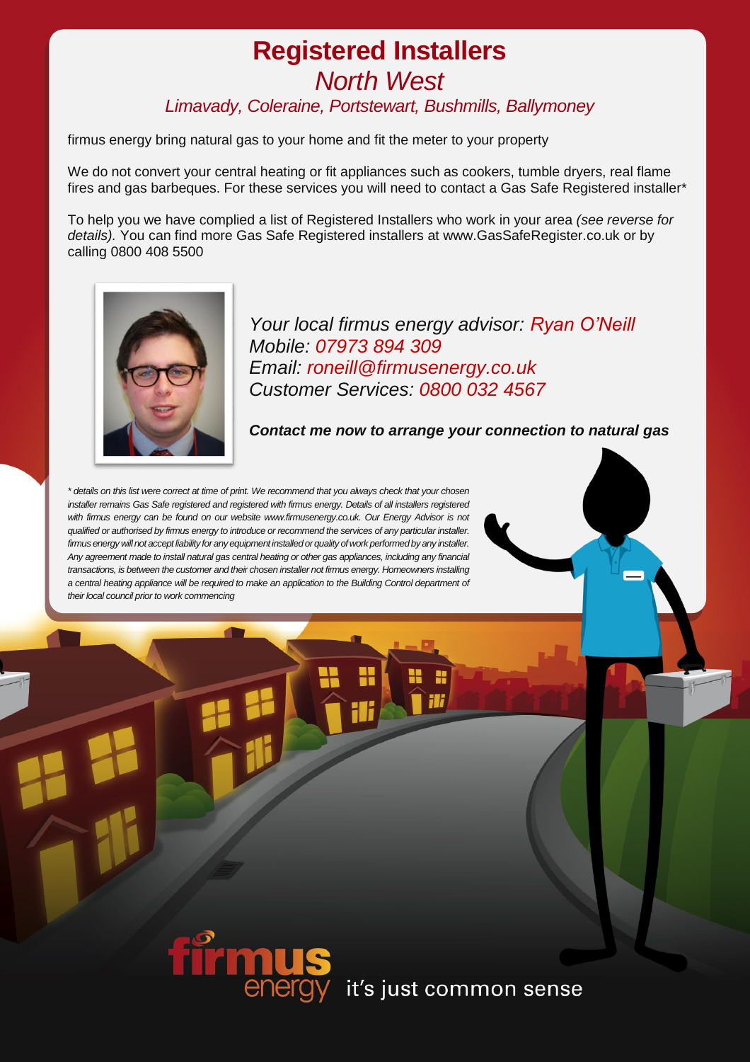# Registered Installers

## *North West*

### *Limavady, Coleraine, Portstewart, Bushmills, Ballymoney*

firmus energy bring natural gas to your home and fit the meter to your property

We do not convert your central heating or fit appliances such as cookers, tumble dryers, real flame fires and gas barbeques. For these services you will need to contact a Gas Safe Registered installer*

To help you we have complied a list of Registered Installers who work in your area *(see reverse for details).* You can find more Gas Safe Registered installers at www.GasSafeRegister.co.uk or by calling 0800 408 5500

*Your local firmus energy advisor: Ryan O'Neill*
*Mobile: 07973 894 309*
*Email: roneill@firmusenergy.co.uk*
*Customer Services: 0800 032 4567*

***Contact me now to arrange your connection to natural gas***

*\* details on this list were correct at time of print. We recommend that you always check that your chosen installer remains Gas Safe registered and registered with firmus energy. Details of all installers registered with firmus energy can be found on our website www.firmusenergy.co.uk. Our Energy Advisor is not qualified or authorised by firmus energy to introduce or recommend the services of any particular installer. firmus energy will not accept liability for any equipment installed or quality of work performed by any installer. Any agreement made to install natural gas central heating or other gas appliances, including any financial transactions, is between the customer and their chosen installer not firmus energy. Homeowners installing a central heating appliance will be required to make an application to the Building Control department of their local council prior to work commencing*

firmus energy it's just common sense